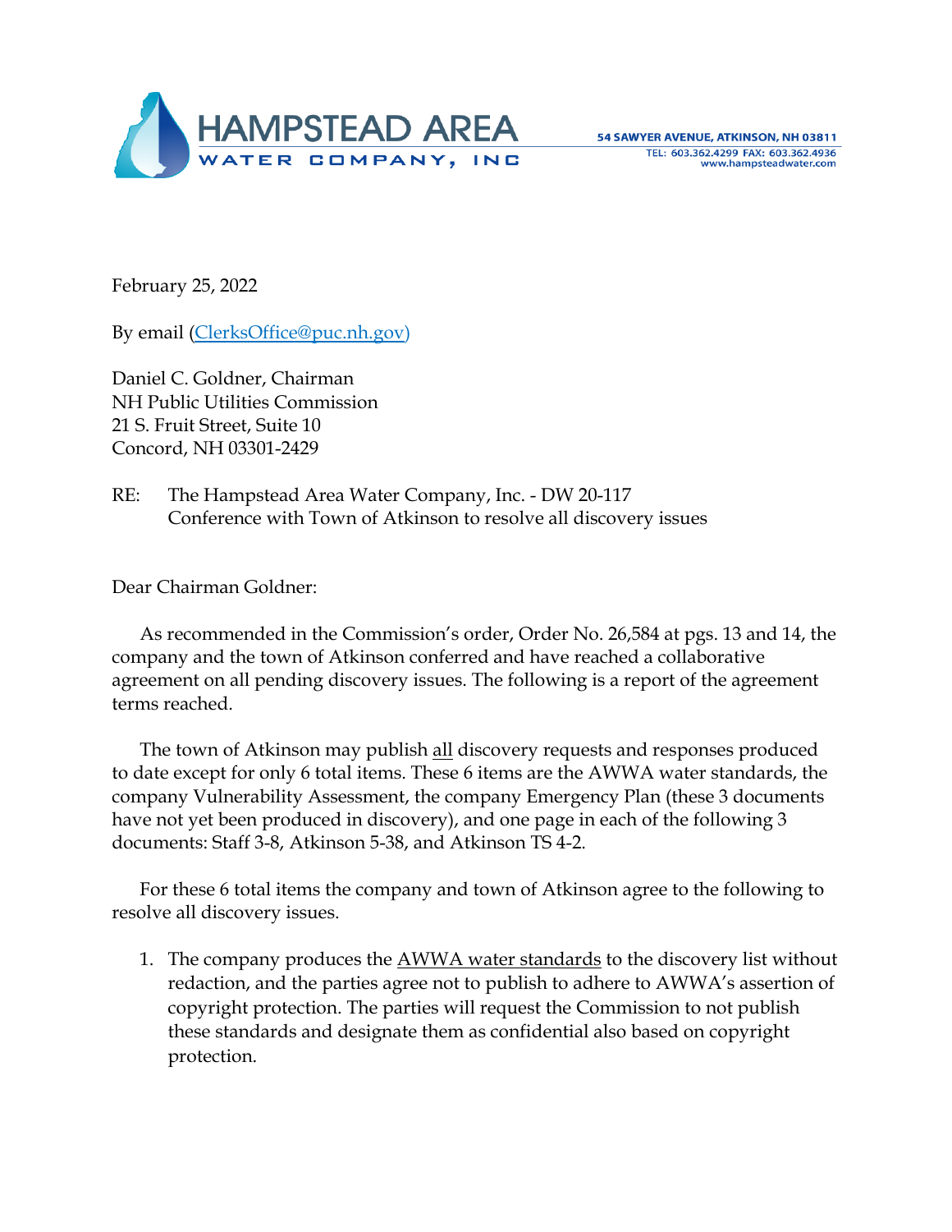**HAMPSTEAD AREA WATER COMPANY, INC**

54 SAWYER AVENUE, ATKINSON, NH 03811
TEL: 603.362.4299 FAX: 603.362.4936
www.hampsteadwater.com

February 25, 2022

By email (ClerksOffice@puc.nh.gov)

Daniel C. Goldner, Chairman
NH Public Utilities Commission
21 S. Fruit Street, Suite 10
Concord, NH 03301-2429

RE: The Hampstead Area Water Company, Inc. - DW 20-117
Conference with Town of Atkinson to resolve all discovery issues

Dear Chairman Goldner:

As recommended in the Commission's order, Order No. 26,584 at pgs. 13 and 14, the company and the town of Atkinson conferred and have reached a collaborative agreement on all pending discovery issues. The following is a report of the agreement terms reached.

The town of Atkinson may publish <u>all</u> discovery requests and responses produced to date except for only 6 total items. These 6 items are the AWWA water standards, the company Vulnerability Assessment, the company Emergency Plan (these 3 documents have not yet been produced in discovery), and one page in each of the following 3 documents: Staff 3-8, Atkinson 5-38, and Atkinson TS 4-2.

For these 6 total items the company and town of Atkinson agree to the following to resolve all discovery issues.

1. The company produces the <u>AWWA water standards</u> to the discovery list without redaction, and the parties agree not to publish to adhere to AWWA's assertion of copyright protection. The parties will request the Commission to not publish these standards and designate them as confidential also based on copyright protection.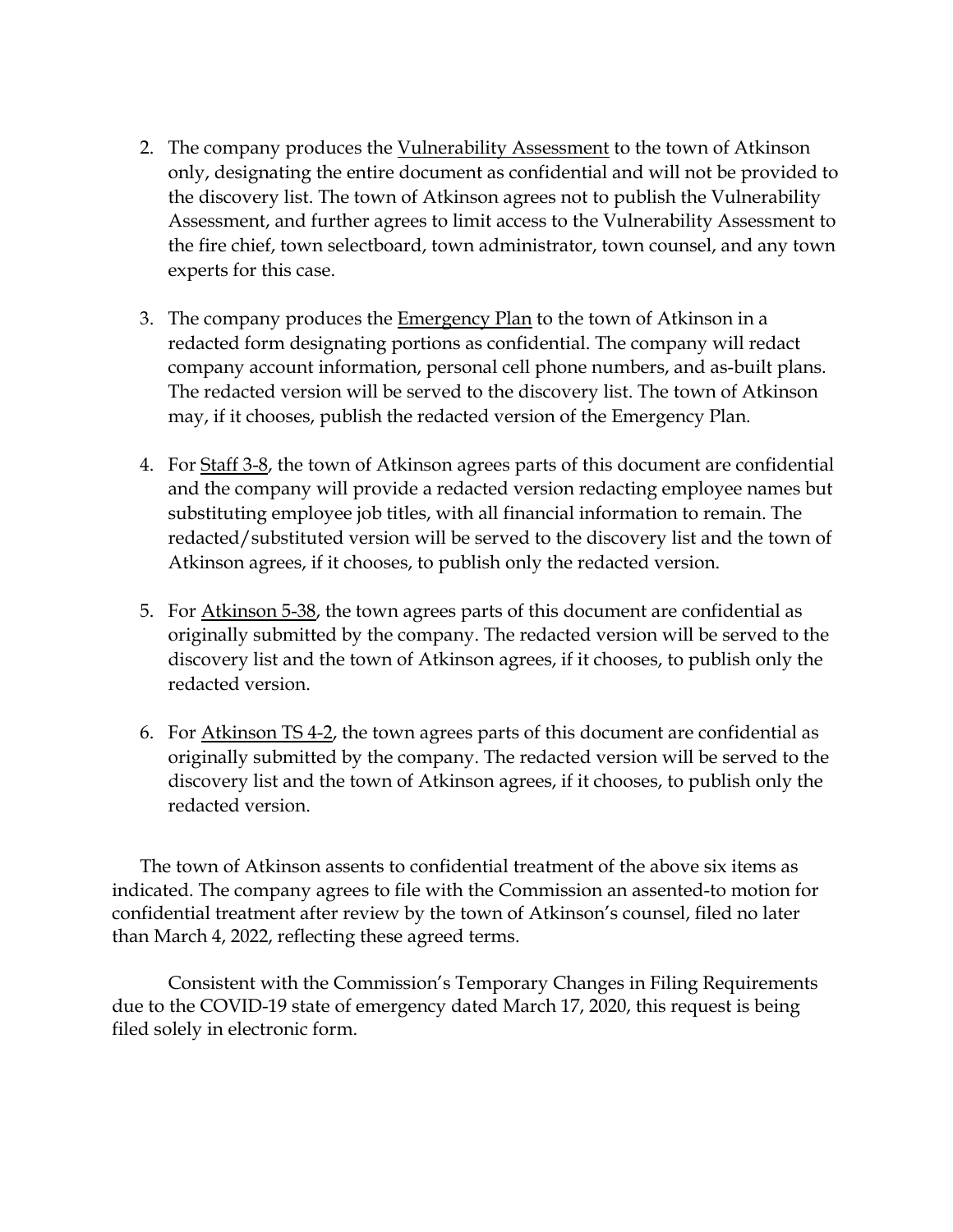2. The company produces the Vulnerability Assessment to the town of Atkinson only, designating the entire document as confidential and will not be provided to the discovery list. The town of Atkinson agrees not to publish the Vulnerability Assessment, and further agrees to limit access to the Vulnerability Assessment to the fire chief, town selectboard, town administrator, town counsel, and any town experts for this case.

3. The company produces the Emergency Plan to the town of Atkinson in a redacted form designating portions as confidential. The company will redact company account information, personal cell phone numbers, and as-built plans. The redacted version will be served to the discovery list. The town of Atkinson may, if it chooses, publish the redacted version of the Emergency Plan.

4. For Staff 3-8, the town of Atkinson agrees parts of this document are confidential and the company will provide a redacted version redacting employee names but substituting employee job titles, with all financial information to remain. The redacted/substituted version will be served to the discovery list and the town of Atkinson agrees, if it chooses, to publish only the redacted version.

5. For Atkinson 5-38, the town agrees parts of this document are confidential as originally submitted by the company. The redacted version will be served to the discovery list and the town of Atkinson agrees, if it chooses, to publish only the redacted version.

6. For Atkinson TS 4-2, the town agrees parts of this document are confidential as originally submitted by the company. The redacted version will be served to the discovery list and the town of Atkinson agrees, if it chooses, to publish only the redacted version.

The town of Atkinson assents to confidential treatment of the above six items as indicated. The company agrees to file with the Commission an assented-to motion for confidential treatment after review by the town of Atkinson's counsel, filed no later than March 4, 2022, reflecting these agreed terms.

Consistent with the Commission's Temporary Changes in Filing Requirements due to the COVID-19 state of emergency dated March 17, 2020, this request is being filed solely in electronic form.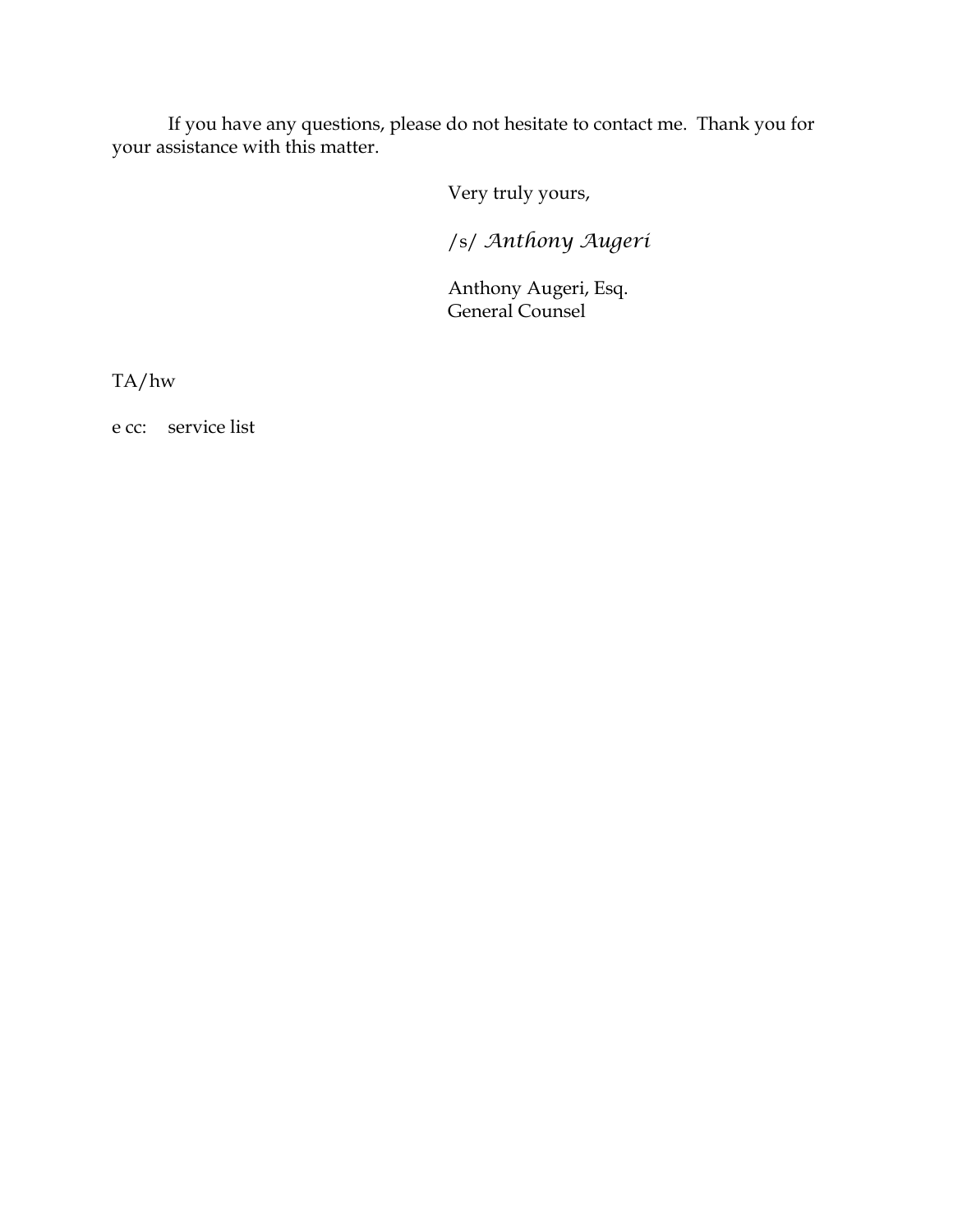If you have any questions, please do not hesitate to contact me. Thank you for your assistance with this matter.

Very truly yours,

/s/ *Anthony Augeri*

Anthony Augeri, Esq.
General Counsel

TA/hw

e cc: service list